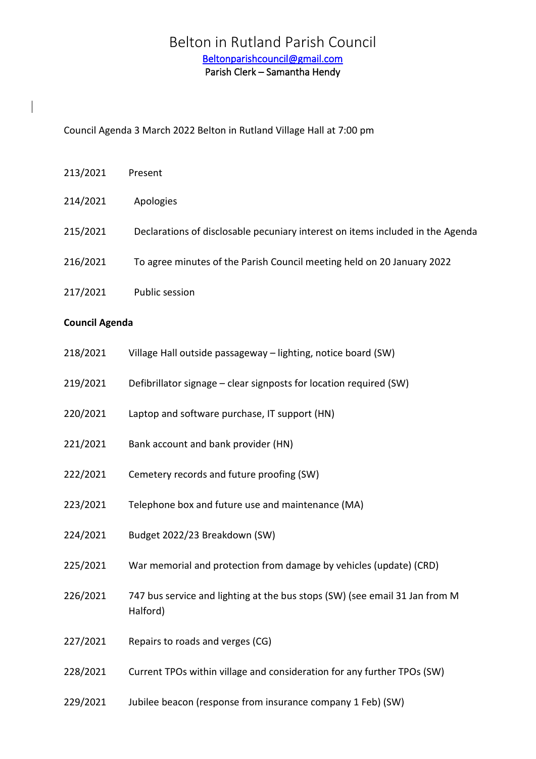# Belton in Rutland Parish Council

Beltonparishcouncil@gmail.com

Parish Clerk – Samantha Hendy

Council Agenda 3 March 2022 Belton in Rutland Village Hall at 7:00 pm

213/2021 Present

214/2021 Apologies

215/2021 Declarations of disclosable pecuniary interest on items included in the Agenda

216/2021 To agree minutes of the Parish Council meeting held on 20 January 2022

217/2021 Public session

**Council Agenda**

218/2021 Village Hall outside passageway – lighting, notice board (SW)

219/2021 Defibrillator signage – clear signposts for location required (SW)

220/2021 Laptop and software purchase, IT support (HN)

221/2021 Bank account and bank provider (HN)

222/2021 Cemetery records and future proofing (SW)

223/2021 Telephone box and future use and maintenance (MA)

224/2021 Budget 2022/23 Breakdown (SW)

225/2021 War memorial and protection from damage by vehicles (update) (CRD)

226/2021 747 bus service and lighting at the bus stops (SW) (see email 31 Jan from M Halford)

227/2021 Repairs to roads and verges (CG)

228/2021 Current TPOs within village and consideration for any further TPOs (SW)

229/2021 Jubilee beacon (response from insurance company 1 Feb) (SW)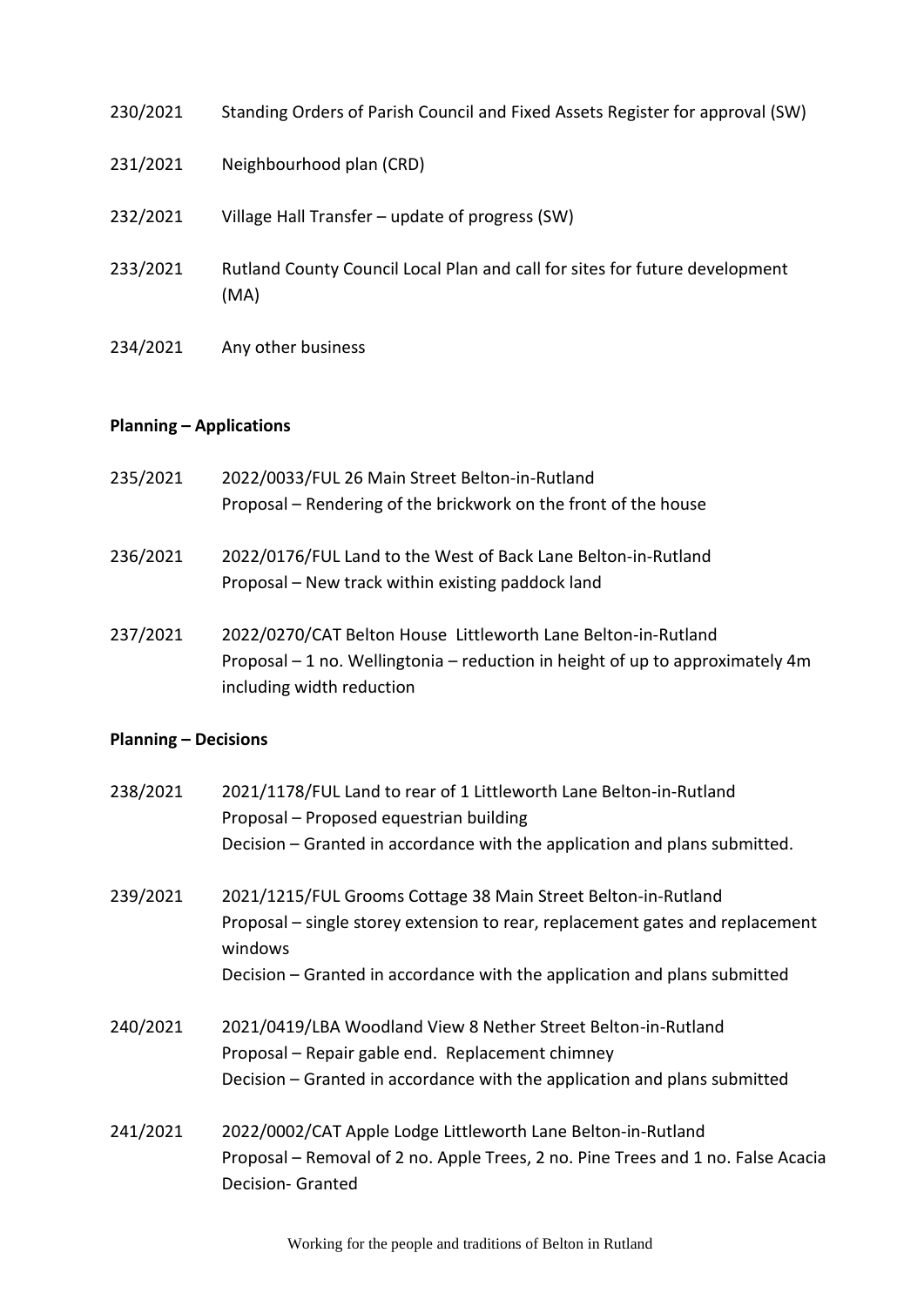230/2021 Standing Orders of Parish Council and Fixed Assets Register for approval (SW)

231/2021 Neighbourhood plan (CRD)

232/2021 Village Hall Transfer – update of progress (SW)

233/2021 Rutland County Council Local Plan and call for sites for future development (MA)

234/2021 Any other business

**Planning – Applications**

235/2021 2022/0033/FUL 26 Main Street Belton-in-Rutland
Proposal – Rendering of the brickwork on the front of the house

236/2021 2022/0176/FUL Land to the West of Back Lane Belton-in-Rutland
Proposal – New track within existing paddock land

237/2021 2022/0270/CAT Belton House Littleworth Lane Belton-in-Rutland
Proposal – 1 no. Wellingtonia – reduction in height of up to approximately 4m including width reduction

**Planning – Decisions**

238/2021 2021/1178/FUL Land to rear of 1 Littleworth Lane Belton-in-Rutland
Proposal – Proposed equestrian building
Decision – Granted in accordance with the application and plans submitted.

239/2021 2021/1215/FUL Grooms Cottage 38 Main Street Belton-in-Rutland
Proposal – single storey extension to rear, replacement gates and replacement windows
Decision – Granted in accordance with the application and plans submitted

240/2021 2021/0419/LBA Woodland View 8 Nether Street Belton-in-Rutland
Proposal – Repair gable end. Replacement chimney
Decision – Granted in accordance with the application and plans submitted

241/2021 2022/0002/CAT Apple Lodge Littleworth Lane Belton-in-Rutland
Proposal – Removal of 2 no. Apple Trees, 2 no. Pine Trees and 1 no. False Acacia
Decision- Granted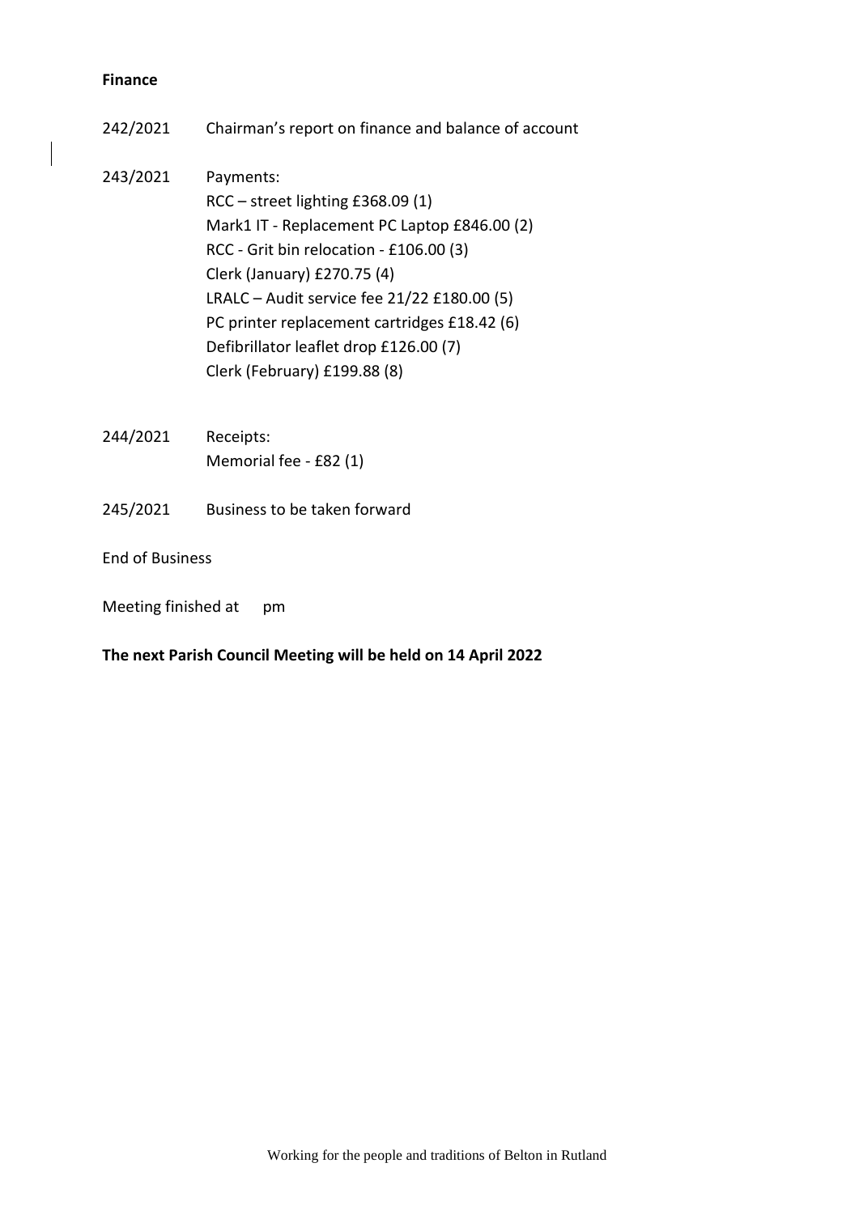**Finance**

242/2021 Chairman's report on finance and balance of account

243/2021 Payments:
RCC – street lighting £368.09 (1)
Mark1 IT - Replacement PC Laptop £846.00 (2)
RCC - Grit bin relocation - £106.00 (3)
Clerk (January) £270.75 (4)
LRALC – Audit service fee 21/22 £180.00 (5)
PC printer replacement cartridges £18.42 (6)
Defibrillator leaflet drop £126.00 (7)
Clerk (February) £199.88 (8)

244/2021 Receipts:
Memorial fee - £82 (1)

245/2021 Business to be taken forward

End of Business

Meeting finished at pm

**The next Parish Council Meeting will be held on 14 April 2022**